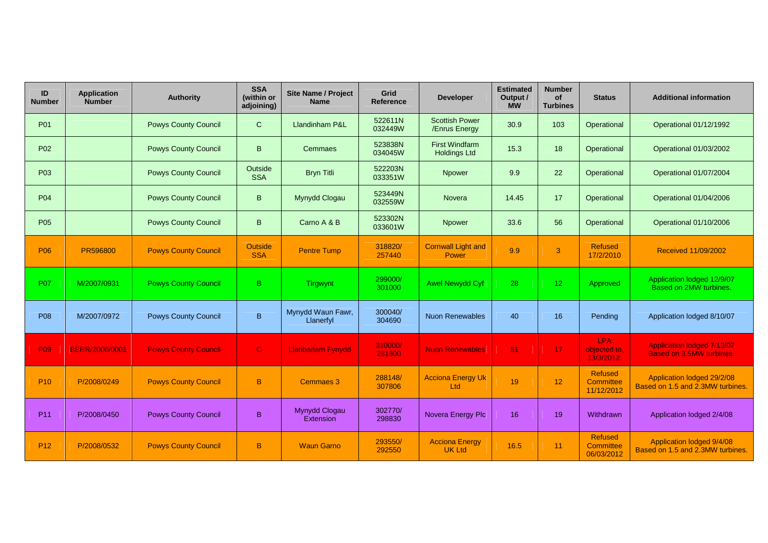| ID Number | Application Number | Authority | SSA (within or adjoining) | Site Name / Project Name | Grid Reference | Developer | Estimated Output / MW | Number of Turbines | Status | Additional information |
|---|---|---|---|---|---|---|---|---|---|---|
| P01 | | Powys County Council | C | Llandinham P&L | 522611N 032449W | Scottish Power /Enrus Energy | 30.9 | 103 | Operational | Operational 01/12/1992 |
| P02 | | Powys County Council | B | Cemmaes | 523838N 034045W | First Windfarm Holdings Ltd | 15.3 | 18 | Operational | Operational 01/03/2002 |
| P03 | | Powys County Council | Outside SSA | Bryn Titli | 522203N 033351W | Npower | 9.9 | 22 | Operational | Operational 01/07/2004 |
| P04 | | Powys County Council | B | Mynydd Clogau | 523449N 032559W | Novera | 14.45 | 17 | Operational | Operational 01/04/2006 |
| P05 | | Powys County Council | B | Carno A & B | 523302N 033601W | Npower | 33.6 | 56 | Operational | Operational 01/10/2006 |
| P06 | PR596800 | Powys County Council | Outside SSA | Pentre Tump | 318820/ 257440 | Cornwall Light and Power | 9.9 | 3 | Refused 17/2/2010 | Received 11/09/2002 |
| P07 | M/2007/0931 | Powys County Council | B | Tirgwynt | 299000/ 301000 | Awel Newydd Cyf | 28 | 12 | Approved | Application lodged 12/9/07 Based on 2MW turbines. |
| P08 | M/2007/0972 | Powys County Council | B | Mynydd Waun Fawr, Llanerfyl | 300040/ 304690 | Nuon Renewables | 40 | 16 | Pending | Application lodged 8/10/07 |
| P09 | BERR/2008/0001 | Powys County Council | C | Llanbadarn Fynydd | 310000/ 281800 | Nuon Renewables | 51 | 17 | LPA objected to, 13/3/2012. | Application lodged 7/12/07 Based on 3.5MW turbines. |
| P10 | P/2008/0249 | Powys County Council | B | Cemmaes 3 | 288148/ 307806 | Acciona Energy Uk Ltd | 19 | 12 | Refused Committee 11/12/2012 | Application lodged 29/2/08 Based on 1.5 and 2.3MW turbines. |
| P11 | P/2008/0450 | Powys County Council | B | Mynydd Clogau Extension | 302770/ 298830 | Novera Energy Plc | 16 | 19 | Withdrawn | Application lodged 2/4/08 |
| P12 | P/2008/0532 | Powys County Council | B | Waun Garno | 293550/ 292550 | Acciona Energy UK Ltd | 16.5 | 11 | Refused Committee 06/03/2012 | Application lodged 9/4/08 Based on 1.5 and 2.3MW turbines. |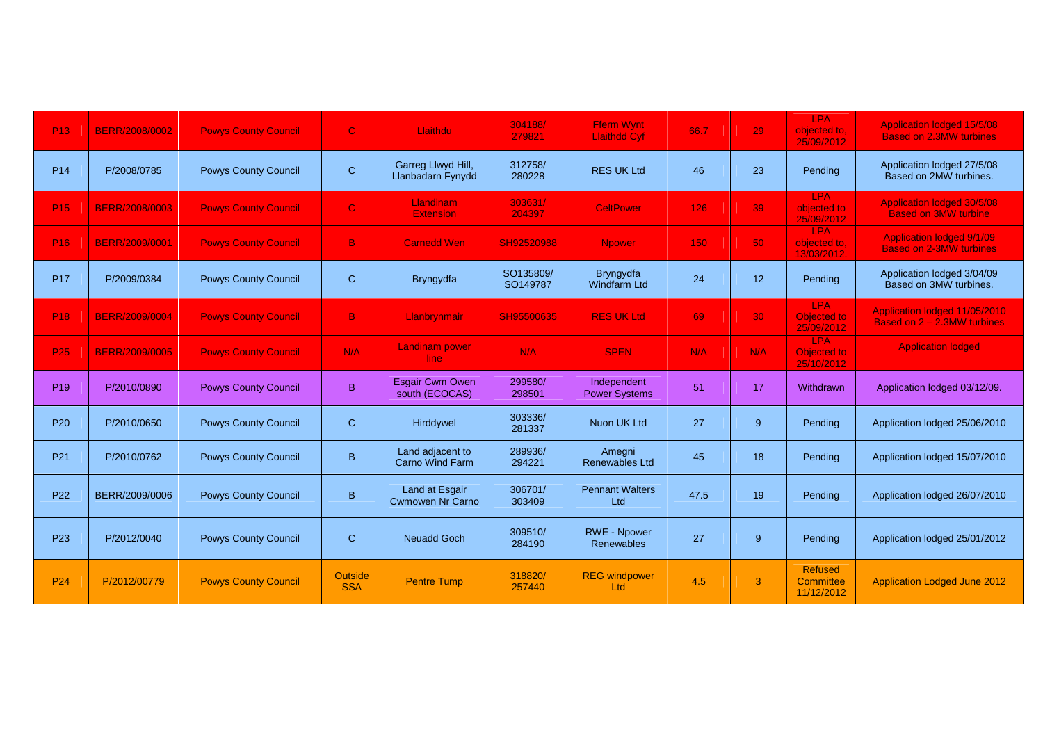| P13 | BERR/2008/0002 | Powys County Council | C | Llaithdu | 304188/ 279821 | Fferm Wynt Llaithdd Cyf | 66.7 | 29 | LPA objected to, 25/09/2012 | Application lodged 15/5/08 Based on 2.3MW turbines |
|---|---|---|---|---|---|---|---|---|---|---|
| P14 | P/2008/0785 | Powys County Council | C | Garreg Llwyd Hill, Llanbadarn Fynydd | 312758/ 280228 | RES UK Ltd | 46 | 23 | Pending | Application lodged 27/5/08 Based on 2MW turbines. |
| P15 | BERR/2008/0003 | Powys County Council | C | Llandinam Extension | 303631/ 204397 | CeltPower | 126 | 39 | LPA objected to 25/09/2012 | Application lodged 30/5/08 Based on 3MW turbine |
| P16 | BERR/2009/0001 | Powys County Council | B | Carnedd Wen | SH92520988 | Npower | 150 | 50 | LPA objected to, 13/03/2012. | Application lodged 9/1/09 Based on 2-3MW turbines |
| P17 | P/2009/0384 | Powys County Council | C | Bryngydfa | SO135809/ SO149787 | Bryngydfa Windfarm Ltd | 24 | 12 | Pending | Application lodged 3/04/09 Based on 3MW turbines. |
| P18 | BERR/2009/0004 | Powys County Council | B | Llanbrynmair | SH95500635 | RES UK Ltd | 69 | 30 | LPA Objected to 25/09/2012 | Application lodged 11/05/2010 Based on 2 – 2.3MW turbines |
| P25 | BERR/2009/0005 | Powys County Council | N/A | Landinam power line | N/A | SPEN | N/A | N/A | LPA Objected to 25/10/2012 | Application lodged |
| P19 | P/2010/0890 | Powys County Council | B | Esgair Cwm Owen south (ECOCAS) | 299580/ 298501 | Independent Power Systems | 51 | 17 | Withdrawn | Application lodged 03/12/09. |
| P20 | P/2010/0650 | Powys County Council | C | Hirddywel | 303336/ 281337 | Nuon UK Ltd | 27 | 9 | Pending | Application lodged 25/06/2010 |
| P21 | P/2010/0762 | Powys County Council | B | Land adjacent to Carno Wind Farm | 289936/ 294221 | Amegni Renewables Ltd | 45 | 18 | Pending | Application lodged 15/07/2010 |
| P22 | BERR/2009/0006 | Powys County Council | B | Land at Esgair Cwmowen Nr Carno | 306701/ 303409 | Pennant Walters Ltd | 47.5 | 19 | Pending | Application lodged 26/07/2010 |
| P23 | P/2012/0040 | Powys County Council | C | Neuadd Goch | 309510/ 284190 | RWE - Npower Renewables | 27 | 9 | Pending | Application lodged 25/01/2012 |
| P24 | P/2012/00779 | Powys County Council | Outside SSA | Pentre Tump | 318820/ 257440 | REG windpower Ltd | 4.5 | 3 | Refused Committee 11/12/2012 | Application Lodged June 2012 |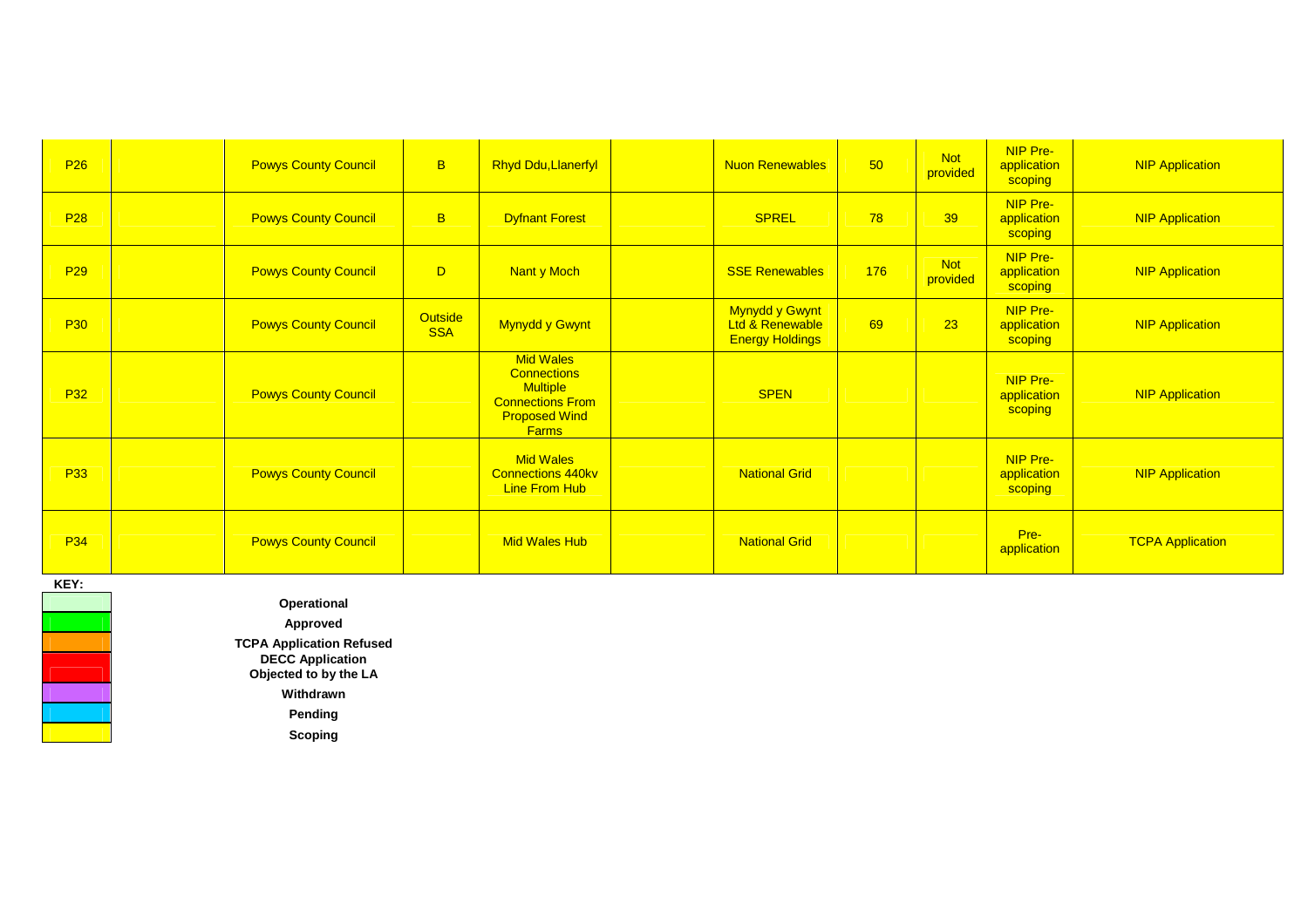| | | | | | | | | | | |
|---|---|---|---|---|---|---|---|---|---|---|
| P26 | | Powys County Council | B | Rhyd Ddu,Llanerfyl | | Nuon Renewables | 50 | Not provided | NIP Pre-application scoping | NIP Application |
| P28 | | Powys County Council | B | Dyfnant Forest | | SPREL | 78 | 39 | NIP Pre-application scoping | NIP Application |
| P29 | | Powys County Council | D | Nant y Moch | | SSE Renewables | 176 | Not provided | NIP Pre-application scoping | NIP Application |
| P30 | | Powys County Council | Outside SSA | Mynydd y Gwynt | | Mynydd y Gwynt Ltd & Renewable Energy Holdings | 69 | 23 | NIP Pre-application scoping | NIP Application |
| P32 | | Powys County Council | | Mid Wales Connections Multiple Connections From Proposed Wind Farms | | SPEN | | | NIP Pre-application scoping | NIP Application |
| P33 | | Powys County Council | | Mid Wales Connections 440kv Line From Hub | | National Grid | | | NIP Pre-application scoping | NIP Application |
| P34 | | Powys County Council | | Mid Wales Hub | | National Grid | | | Pre-application | TCPA Application |

**KEY:**

- **Operational**
- **Approved**
- **TCPA Application Refused**
- **DECC Application Objected to by the LA**
- **Withdrawn**
- **Pending**
- **Scoping**